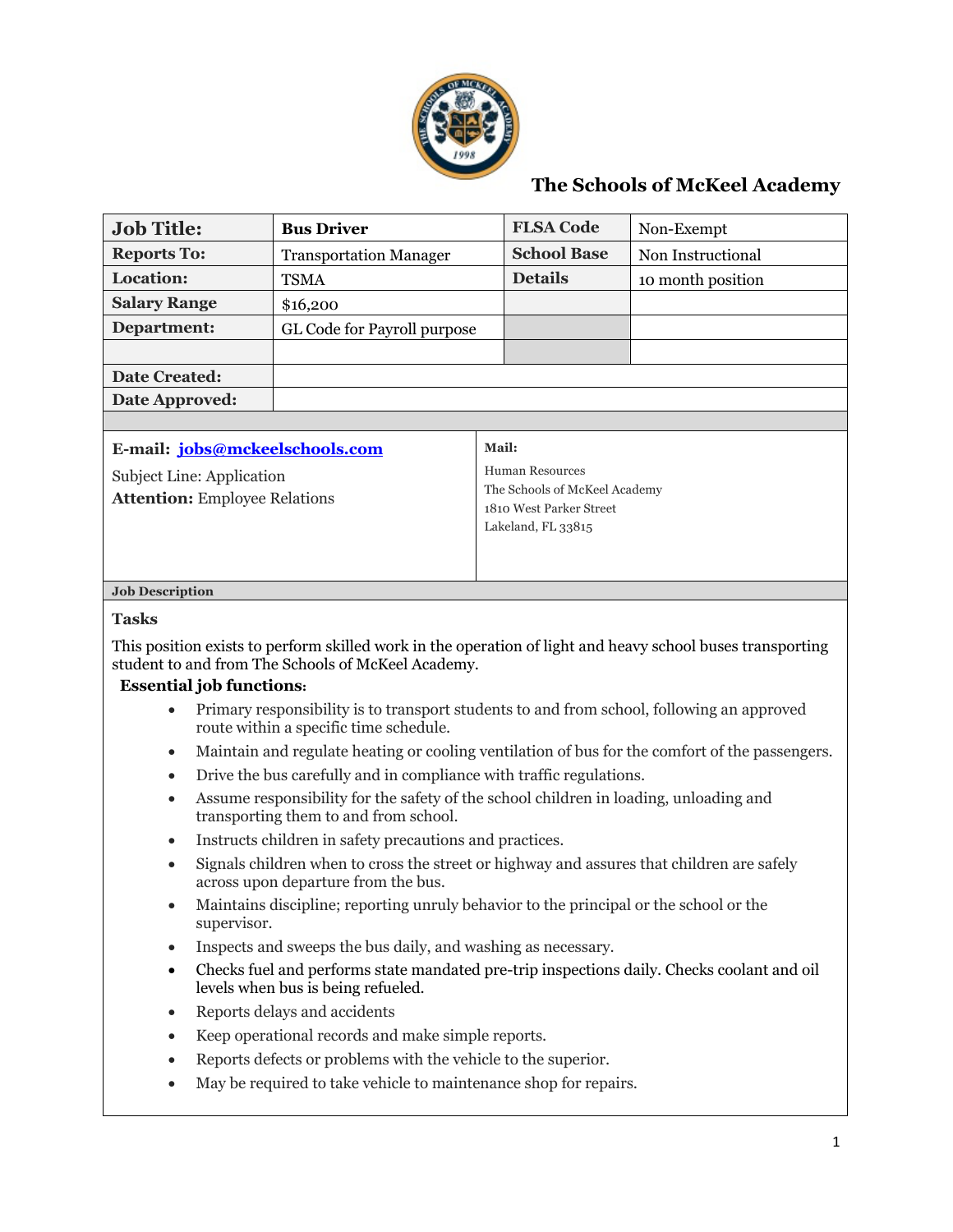# The Schools of McKeel Academy

| **Job Title:** | **Bus Driver** | **FLSA Code** | Non-Exempt |
|---|---|---|---|
| **Reports To:** | Transportation Manager | **School Base** | Non Instructional |
| **Location:** | TSMA | **Details** | 10 month position |
| **Salary Range** | $16,200 | | |
| **Department:** | GL Code for Payroll purpose | | |
| | | | |
| **Date Created:** | | | |
| **Date Approved:** | | | |

**E-mail:** **jobs@mckeelschools.com**

Subject Line: Application

**Attention:** Employee Relations

**Mail:**

Human Resources
The Schools of McKeel Academy
1810 West Parker Street
Lakeland, FL 33815

**Job Description**

**Tasks**

This position exists to perform skilled work in the operation of light and heavy school buses transporting student to and from The Schools of McKeel Academy.

**Essential job functions:**

- Primary responsibility is to transport students to and from school, following an approved route within a specific time schedule.
- Maintain and regulate heating or cooling ventilation of bus for the comfort of the passengers.
- Drive the bus carefully and in compliance with traffic regulations.
- Assume responsibility for the safety of the school children in loading, unloading and transporting them to and from school.
- Instructs children in safety precautions and practices.
- Signals children when to cross the street or highway and assures that children are safely across upon departure from the bus.
- Maintains discipline; reporting unruly behavior to the principal or the school or the supervisor.
- Inspects and sweeps the bus daily, and washing as necessary.
- Checks fuel and performs state mandated pre-trip inspections daily. Checks coolant and oil levels when bus is being refueled.
- Reports delays and accidents
- Keep operational records and make simple reports.
- Reports defects or problems with the vehicle to the superior.
- May be required to take vehicle to maintenance shop for repairs.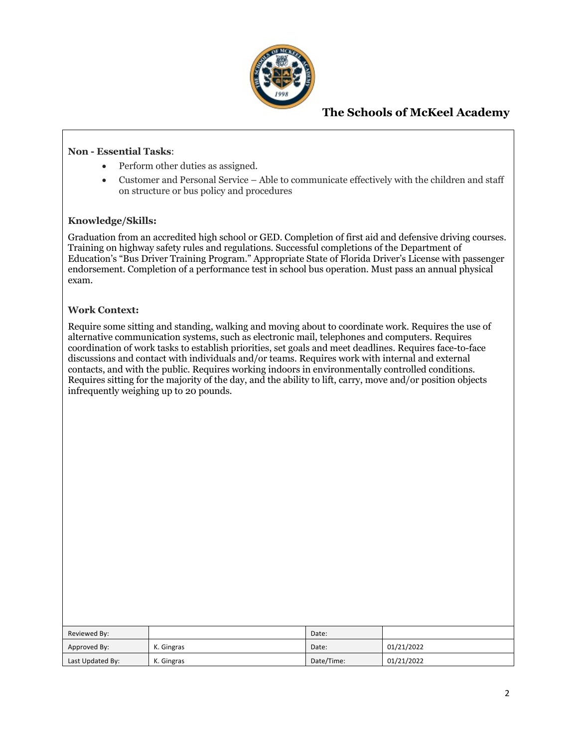**Non - Essential Tasks**:

- Perform other duties as assigned.
- Customer and Personal Service – Able to communicate effectively with the children and staff on structure or bus policy and procedures

**Knowledge/Skills:**

Graduation from an accredited high school or GED. Completion of first aid and defensive driving courses. Training on highway safety rules and regulations. Successful completions of the Department of Education's "Bus Driver Training Program." Appropriate State of Florida Driver's License with passenger endorsement. Completion of a performance test in school bus operation. Must pass an annual physical exam.

**Work Context:**

Require some sitting and standing, walking and moving about to coordinate work. Requires the use of alternative communication systems, such as electronic mail, telephones and computers. Requires coordination of work tasks to establish priorities, set goals and meet deadlines. Requires face-to-face discussions and contact with individuals and/or teams. Requires work with internal and external contacts, and with the public. Requires working indoors in environmentally controlled conditions. Requires sitting for the majority of the day, and the ability to lift, carry, move and/or position objects infrequently weighing up to 20 pounds.

| | | | |
|---|---|---|---|
| Reviewed By: | | Date: | |
| Approved By: | K. Gingras | Date: | 01/21/2022 |
| Last Updated By: | K. Gingras | Date/Time: | 01/21/2022 |